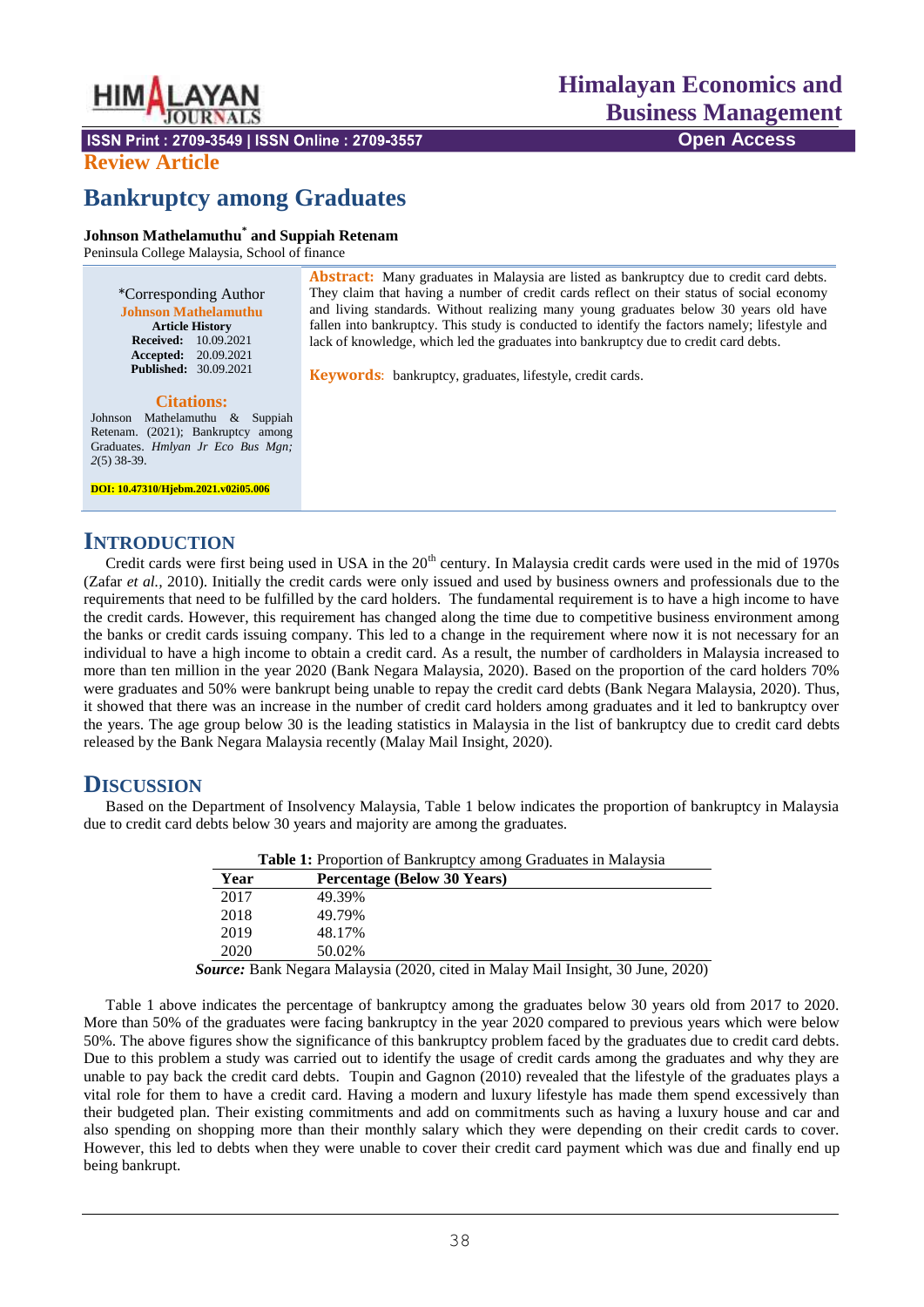Review Article

# Bankruptcy among Graduates

**Johnson Mathelamuthu*** **and Suppiah Retenam**

Peninsula College Malaysia, School of finance

*Corresponding Author
**Johnson Mathelamuthu**

**Article History**
**Received:** 10.09.2021
**Accepted:** 20.09.2021
**Published:** 30.09.2021

**Citations:**
Johnson Mathelamuthu & Suppiah Retenam. (2021); Bankruptcy among Graduates. *Hmlyan Jr Eco Bus Mgn; 2*(5) 38-39.

**DOI: 10.47310/Hjebm.2021.v02i05.006**

**Abstract:** Many graduates in Malaysia are listed as bankruptcy due to credit card debts. They claim that having a number of credit cards reflect on their status of social economy and living standards. Without realizing many young graduates below 30 years old have fallen into bankruptcy. This study is conducted to identify the factors namely; lifestyle and lack of knowledge, which led the graduates into bankruptcy due to credit card debts.

**Keywords**: bankruptcy, graduates, lifestyle, credit cards.

## INTRODUCTION

Credit cards were first being used in USA in the 20th century. In Malaysia credit cards were used in the mid of 1970s (Zafar *et al.,* 2010). Initially the credit cards were only issued and used by business owners and professionals due to the requirements that need to be fulfilled by the card holders. The fundamental requirement is to have a high income to have the credit cards. However, this requirement has changed along the time due to competitive business environment among the banks or credit cards issuing company. This led to a change in the requirement where now it is not necessary for an individual to have a high income to obtain a credit card. As a result, the number of cardholders in Malaysia increased to more than ten million in the year 2020 (Bank Negara Malaysia, 2020). Based on the proportion of the card holders 70% were graduates and 50% were bankrupt being unable to repay the credit card debts (Bank Negara Malaysia, 2020). Thus, it showed that there was an increase in the number of credit card holders among graduates and it led to bankruptcy over the years. The age group below 30 is the leading statistics in Malaysia in the list of bankruptcy due to credit card debts released by the Bank Negara Malaysia recently (Malay Mail Insight, 2020).

## DISCUSSION

Based on the Department of Insolvency Malaysia, Table 1 below indicates the proportion of bankruptcy in Malaysia due to credit card debts below 30 years and majority are among the graduates.

**Table 1:** Proportion of Bankruptcy among Graduates in Malaysia

| Year | Percentage (Below 30 Years) |
|---|---|
| 2017 | 49.39% |
| 2018 | 49.79% |
| 2019 | 48.17% |
| 2020 | 50.02% |

***Source:*** Bank Negara Malaysia (2020, cited in Malay Mail Insight, 30 June, 2020)

Table 1 above indicates the percentage of bankruptcy among the graduates below 30 years old from 2017 to 2020. More than 50% of the graduates were facing bankruptcy in the year 2020 compared to previous years which were below 50%. The above figures show the significance of this bankruptcy problem faced by the graduates due to credit card debts. Due to this problem a study was carried out to identify the usage of credit cards among the graduates and why they are unable to pay back the credit card debts. Toupin and Gagnon (2010) revealed that the lifestyle of the graduates plays a vital role for them to have a credit card. Having a modern and luxury lifestyle has made them spend excessively than their budgeted plan. Their existing commitments and add on commitments such as having a luxury house and car and also spending on shopping more than their monthly salary which they were depending on their credit cards to cover. However, this led to debts when they were unable to cover their credit card payment which was due and finally end up being bankrupt.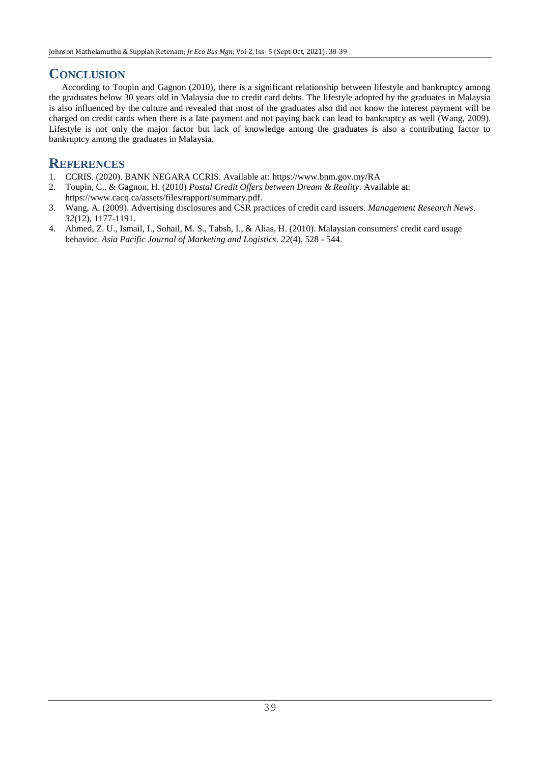## CONCLUSION

According to Toupin and Gagnon (2010), there is a significant relationship between lifestyle and bankruptcy among the graduates below 30 years old in Malaysia due to credit card debts. The lifestyle adopted by the graduates in Malaysia is also influenced by the culture and revealed that most of the graduates also did not know the interest payment will be charged on credit cards when there is a late payment and not paying back can lead to bankruptcy as well (Wang, 2009). Lifestyle is not only the major factor but lack of knowledge among the graduates is also a contributing factor to bankruptcy among the graduates in Malaysia.

## REFERENCES

1. CCRIS. (2020). BANK NEGARA CCRIS. Available at: https://www.bnm.gov.my/RA
2. Toupin, C., & Gagnon, H. (2010) *Postal Credit Offers between Dream & Reality*. Available at: https://www.cacq.ca/assets/files/rapport/summary.pdf.
3. Wang, A. (2009). Advertising disclosures and CSR practices of credit card issuers. *Management Research News*. *32*(12), 1177-1191.
4. Ahmed, Z. U., Ismail, I., Sohail, M. S., Tabsh, I., & Alias, H. (2010). Malaysian consumers' credit card usage behavior. *Asia Pacific Journal of Marketing and Logistics*. *22*(4), 528 - 544.